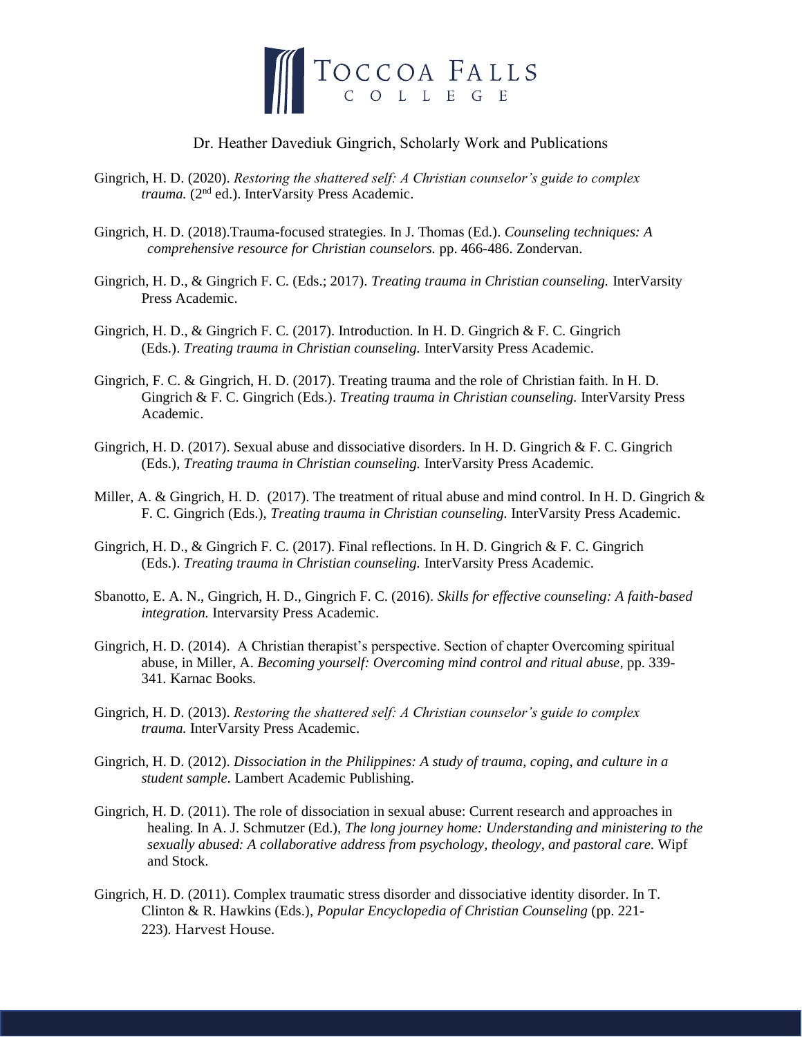Toccoa Falls College

Dr. Heather Davediuk Gingrich, Scholarly Work and Publications

Gingrich, H. D. (2020). *Restoring the shattered self: A Christian counselor's guide to complex trauma.* (2nd ed.). InterVarsity Press Academic.

Gingrich, H. D. (2018).Trauma-focused strategies. In J. Thomas (Ed.). *Counseling techniques: A comprehensive resource for Christian counselors.* pp. 466-486. Zondervan.

Gingrich, H. D., & Gingrich F. C. (Eds.; 2017). *Treating trauma in Christian counseling.* InterVarsity Press Academic.

Gingrich, H. D., & Gingrich F. C. (2017). Introduction. In H. D. Gingrich & F. C. Gingrich (Eds.). *Treating trauma in Christian counseling.* InterVarsity Press Academic.

Gingrich, F. C. & Gingrich, H. D. (2017). Treating trauma and the role of Christian faith. In H. D. Gingrich & F. C. Gingrich (Eds.). *Treating trauma in Christian counseling.* InterVarsity Press Academic.

Gingrich, H. D. (2017). Sexual abuse and dissociative disorders. In H. D. Gingrich & F. C. Gingrich (Eds.), *Treating trauma in Christian counseling.* InterVarsity Press Academic.

Miller, A. & Gingrich, H. D. (2017). The treatment of ritual abuse and mind control. In H. D. Gingrich & F. C. Gingrich (Eds.), *Treating trauma in Christian counseling.* InterVarsity Press Academic.

Gingrich, H. D., & Gingrich F. C. (2017). Final reflections. In H. D. Gingrich & F. C. Gingrich (Eds.). *Treating trauma in Christian counseling.* InterVarsity Press Academic.

Sbanotto, E. A. N., Gingrich, H. D., Gingrich F. C. (2016). *Skills for effective counseling: A faith-based integration.* Intervarsity Press Academic.

Gingrich, H. D. (2014). A Christian therapist's perspective. Section of chapter Overcoming spiritual abuse, in Miller, A. *Becoming yourself: Overcoming mind control and ritual abuse,* pp. 339-341. Karnac Books.

Gingrich, H. D. (2013). *Restoring the shattered self: A Christian counselor's guide to complex trauma.* InterVarsity Press Academic.

Gingrich, H. D. (2012). *Dissociation in the Philippines: A study of trauma, coping, and culture in a student sample.* Lambert Academic Publishing.

Gingrich, H. D. (2011). The role of dissociation in sexual abuse: Current research and approaches in healing. In A. J. Schmutzer (Ed.), *The long journey home: Understanding and ministering to the sexually abused: A collaborative address from psychology, theology, and pastoral care.* Wipf and Stock.

Gingrich, H. D. (2011). Complex traumatic stress disorder and dissociative identity disorder. In T. Clinton & R. Hawkins (Eds.), *Popular Encyclopedia of Christian Counseling* (pp. 221-223). Harvest House.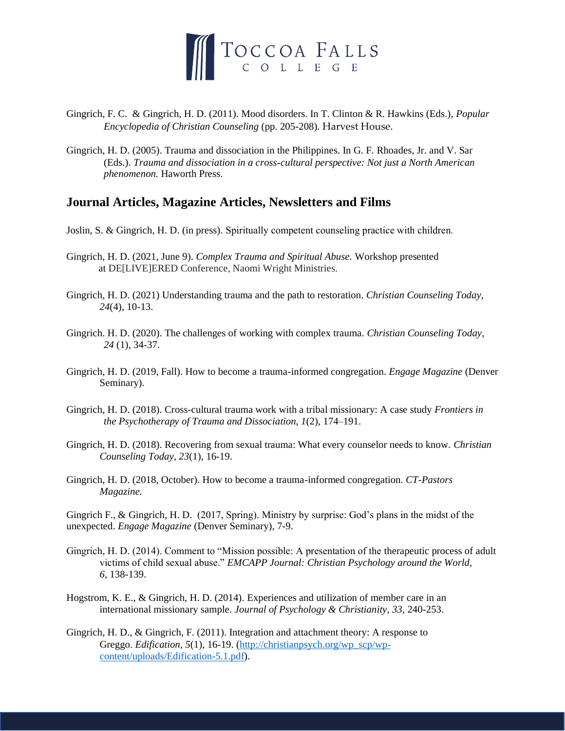Gingrich, F. C. & Gingrich, H. D. (2011). Mood disorders. In T. Clinton & R. Hawkins (Eds.), *Popular Encyclopedia of Christian Counseling* (pp. 205-208). Harvest House.

Gingrich, H. D. (2005). Trauma and dissociation in the Philippines. In G. F. Rhoades, Jr. and V. Sar (Eds.). *Trauma and dissociation in a cross-cultural perspective: Not just a North American phenomenon.* Haworth Press.

## Journal Articles, Magazine Articles, Newsletters and Films

Joslin, S. & Gingrich, H. D. (in press). Spiritually competent counseling practice with children.

Gingrich, H. D. (2021, June 9). *Complex Trauma and Spiritual Abuse.* Workshop presented at DE[LIVE]ERED Conference, Naomi Wright Ministries.

Gingrich, H. D. (2021) Understanding trauma and the path to restoration. *Christian Counseling Today*, *24*(4), 10-13.

Gingrich. H. D. (2020). The challenges of working with complex trauma. *Christian Counseling Today*, *24* (1), 34-37.

Gingrich, H. D. (2019, Fall). How to become a trauma-informed congregation. *Engage Magazine* (Denver Seminary).

Gingrich, H. D. (2018). Cross-cultural trauma work with a tribal missionary: A case study *Frontiers in the Psychotherapy of Trauma and Dissociation*, *1*(2), 174–191.

Gingrich, H. D. (2018). Recovering from sexual trauma: What every counselor needs to know. *Christian Counseling Today*, *23*(1), 16-19.

Gingrich, H. D. (2018, October). How to become a trauma-informed congregation. *CT-Pastors Magazine.*

Gingrich F., & Gingrich, H. D. (2017, Spring). Ministry by surprise: God's plans in the midst of the unexpected. *Engage Magazine* (Denver Seminary), 7-9.

Gingrich, H. D. (2014). Comment to "Mission possible: A presentation of the therapeutic process of adult victims of child sexual abuse." *EMCAPP Journal: Christian Psychology around the World*, *6*, 138-139.

Hogstrom, K. E., & Gingrich, H. D. (2014). Experiences and utilization of member care in an international missionary sample. *Journal of Psychology & Christianity*, *33*, 240-253.

Gingrich, H. D., & Gingrich, F. (2011). Integration and attachment theory: A response to Greggo. *Edification*, *5*(1), 16-19. (http://christianpsych.org/wp_scp/wp-content/uploads/Edification-5.1.pdf).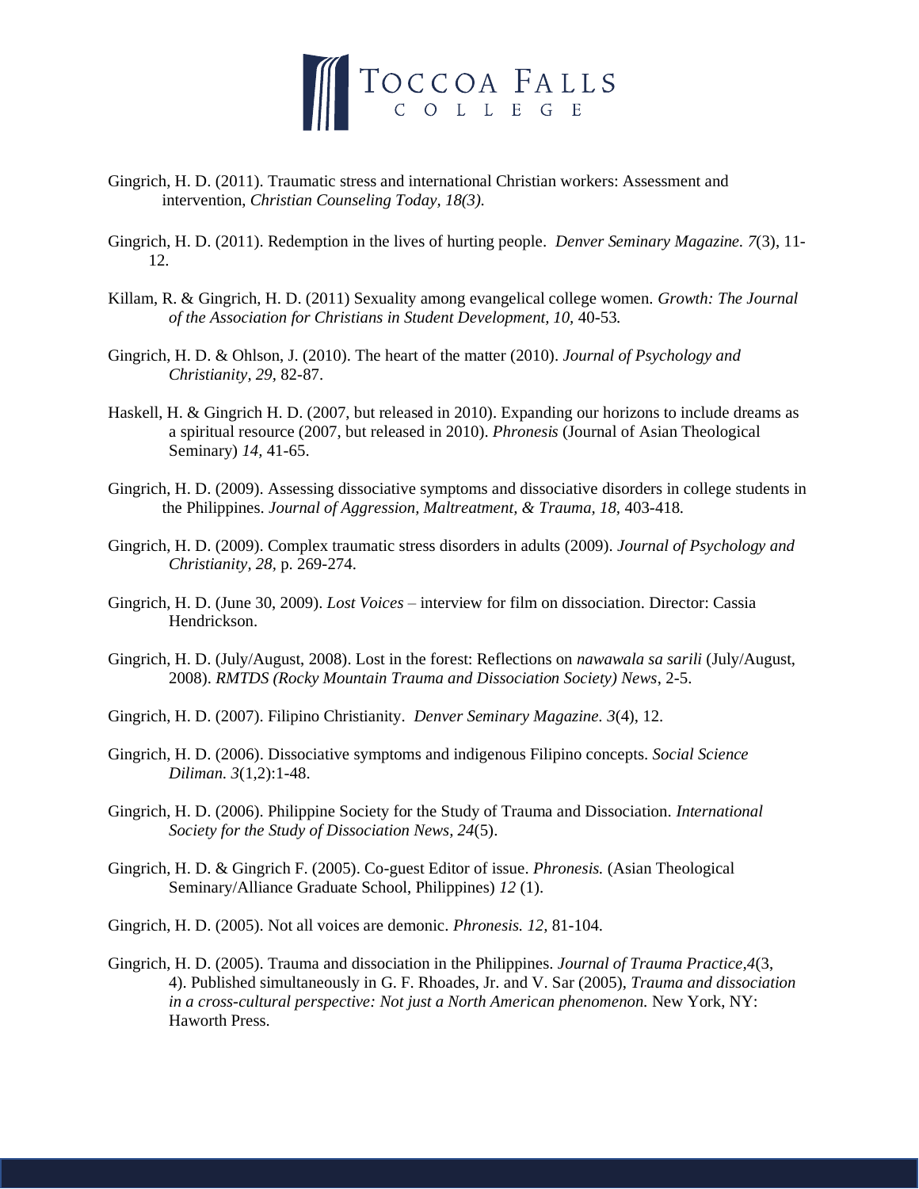Gingrich, H. D. (2011). Traumatic stress and international Christian workers: Assessment and intervention, *Christian Counseling Today, 18(3).*

Gingrich, H. D. (2011). Redemption in the lives of hurting people. *Denver Seminary Magazine. 7*(3), 11-12.

Killam, R. & Gingrich, H. D. (2011) Sexuality among evangelical college women. *Growth: The Journal of the Association for Christians in Student Development, 10,* 40-53*.*

Gingrich, H. D. & Ohlson, J. (2010). The heart of the matter (2010). *Journal of Psychology and Christianity, 29*, 82-87.

Haskell, H. & Gingrich H. D. (2007, but released in 2010). Expanding our horizons to include dreams as a spiritual resource (2007, but released in 2010). *Phronesis* (Journal of Asian Theological Seminary) *14,* 41-65.

Gingrich, H. D. (2009). Assessing dissociative symptoms and dissociative disorders in college students in the Philippines. *Journal of Aggression, Maltreatment, & Trauma, 18*, 403-418*.*

Gingrich, H. D. (2009). Complex traumatic stress disorders in adults (2009). *Journal of Psychology and Christianity, 28*, p. 269-274.

Gingrich, H. D. (June 30, 2009). *Lost Voices* – interview for film on dissociation. Director: Cassia Hendrickson.

Gingrich, H. D. (July/August, 2008). Lost in the forest: Reflections on *nawawala sa sarili* (July/August, 2008). *RMTDS (Rocky Mountain Trauma and Dissociation Society) News*, 2-5.

Gingrich, H. D. (2007). Filipino Christianity. *Denver Seminary Magazine. 3*(4), 12.

Gingrich, H. D. (2006). Dissociative symptoms and indigenous Filipino concepts. *Social Science Diliman. 3*(1,2):1-48.

Gingrich, H. D. (2006). Philippine Society for the Study of Trauma and Dissociation. *International Society for the Study of Dissociation News, 24*(5).

Gingrich, H. D. & Gingrich F. (2005). Co-guest Editor of issue. *Phronesis.* (Asian Theological Seminary/Alliance Graduate School, Philippines) *12* (1).

Gingrich, H. D. (2005). Not all voices are demonic. *Phronesis. 12,* 81-104*.*

Gingrich, H. D. (2005). Trauma and dissociation in the Philippines. *Journal of Trauma Practice,4*(3, 4). Published simultaneously in G. F. Rhoades, Jr. and V. Sar (2005), *Trauma and dissociation in a cross-cultural perspective: Not just a North American phenomenon.* New York, NY: Haworth Press.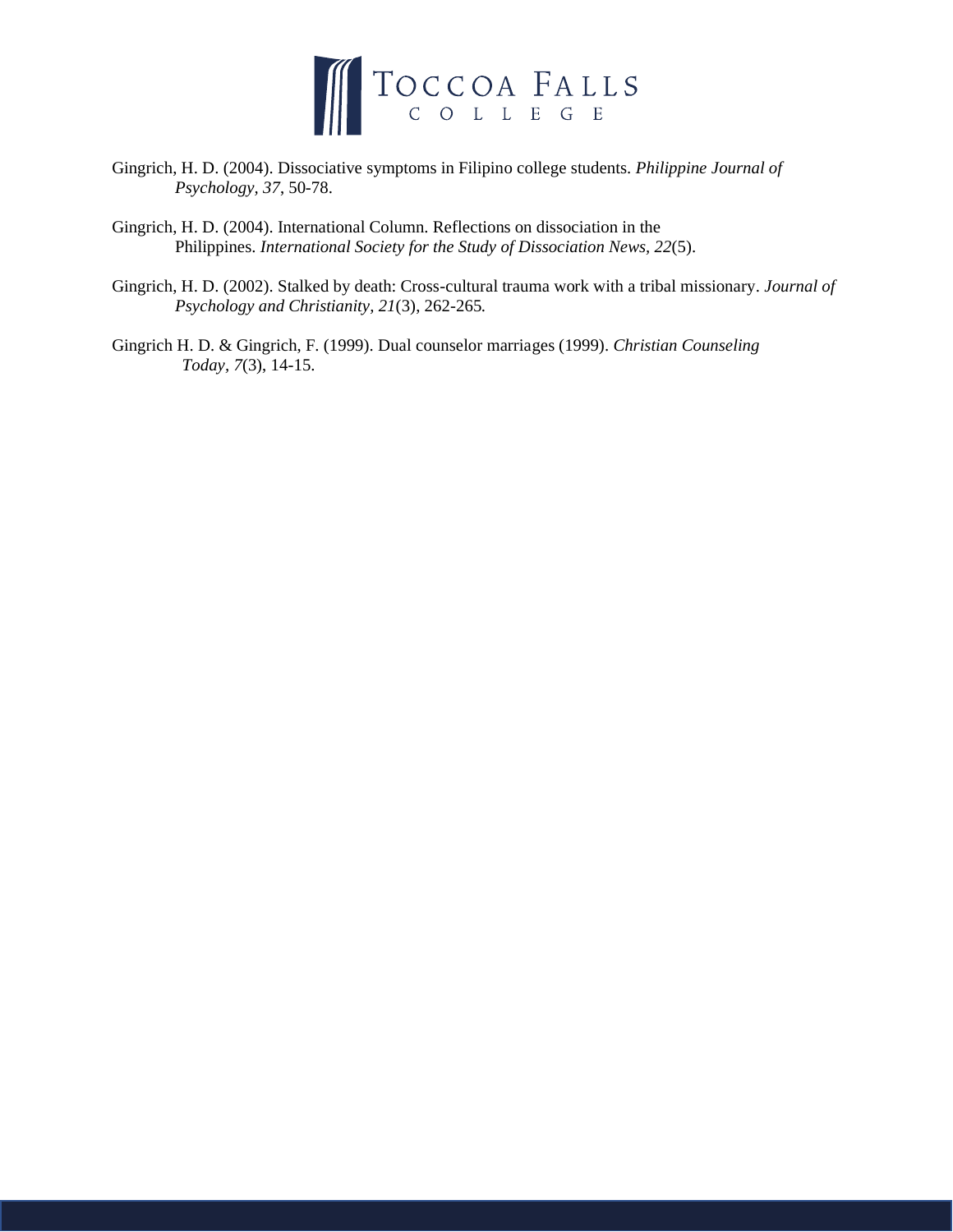Gingrich, H. D. (2004). Dissociative symptoms in Filipino college students. *Philippine Journal of Psychology*, *37*, 50-78.

Gingrich, H. D. (2004). International Column. Reflections on dissociation in the Philippines. *International Society for the Study of Dissociation News, 22*(5).

Gingrich, H. D. (2002). Stalked by death: Cross-cultural trauma work with a tribal missionary. *Journal of Psychology and Christianity, 21*(3), 262-265*.*

Gingrich H. D. & Gingrich, F. (1999). Dual counselor marriages (1999). *Christian Counseling Today*, *7*(3), 14-15.